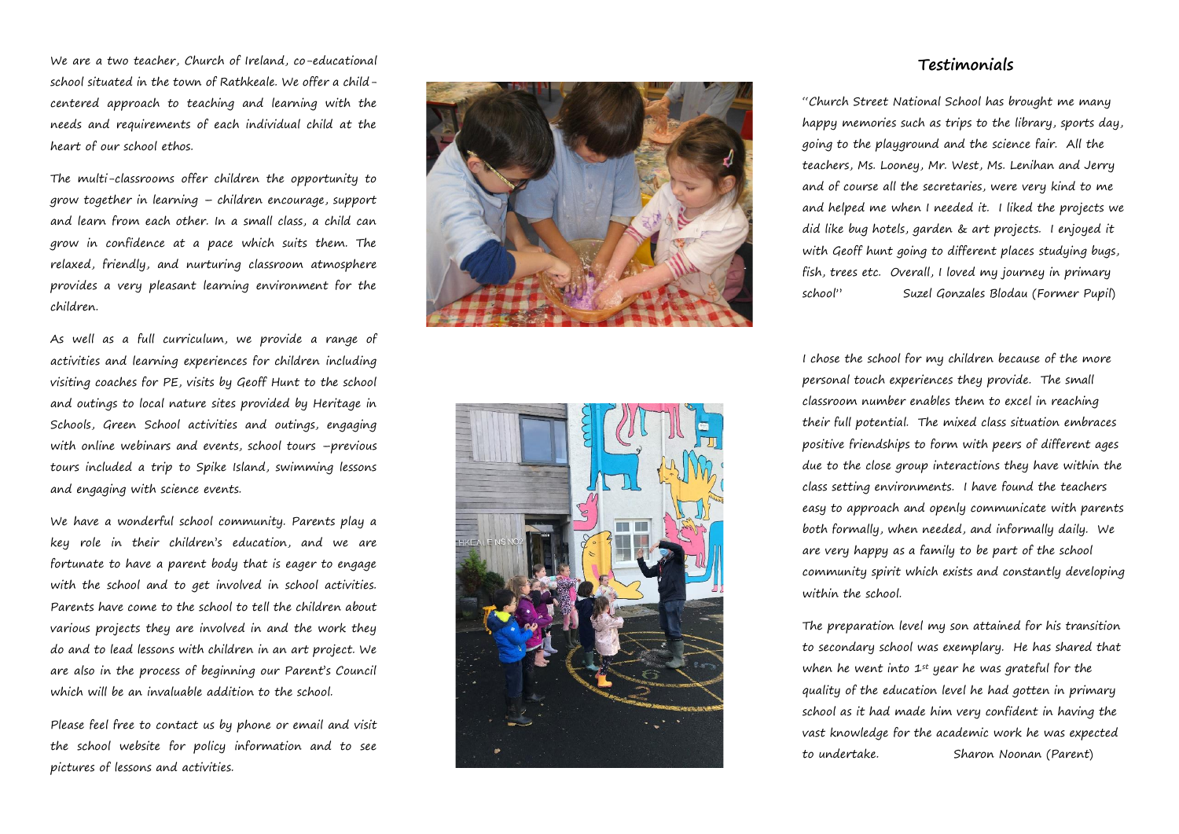We are a two teacher, Church of Ireland, co-educational school situated in the town of Rathkeale. We offer a child-centered approach to teaching and learning with the needs and requirements of each individual child at the heart of our school ethos.

The multi-classrooms offer children the opportunity to grow together in learning – children encourage, support and learn from each other. In a small class, a child can grow in confidence at a pace which suits them. The relaxed, friendly, and nurturing classroom atmosphere provides a very pleasant learning environment for the children.

As well as a full curriculum, we provide a range of activities and learning experiences for children including visiting coaches for PE, visits by Geoff Hunt to the school and outings to local nature sites provided by Heritage in Schools, Green School activities and outings, engaging with online webinars and events, school tours –previous tours included a trip to Spike Island, swimming lessons and engaging with science events.

We have a wonderful school community. Parents play a key role in their children's education, and we are fortunate to have a parent body that is eager to engage with the school and to get involved in school activities. Parents have come to the school to tell the children about various projects they are involved in and the work they do and to lead lessons with children in an art project. We are also in the process of beginning our Parent's Council which will be an invaluable addition to the school.

Please feel free to contact us by phone or email and visit the school website for policy information and to see pictures of lessons and activities.

## Testimonials

"Church Street National School has brought me many happy memories such as trips to the library, sports day, going to the playground and the science fair. All the teachers, Ms. Looney, Mr. West, Ms. Lenihan and Jerry and of course all the secretaries, were very kind to me and helped me when I needed it. I liked the projects we did like bug hotels, garden & art projects. I enjoyed it with Geoff hunt going to different places studying bugs, fish, trees etc. Overall, I loved my journey in primary school" Suzel Gonzales Blodau (Former Pupil)

I chose the school for my children because of the more personal touch experiences they provide. The small classroom number enables them to excel in reaching their full potential. The mixed class situation embraces positive friendships to form with peers of different ages due to the close group interactions they have within the class setting environments. I have found the teachers easy to approach and openly communicate with parents both formally, when needed, and informally daily. We are very happy as a family to be part of the school community spirit which exists and constantly developing within the school.

The preparation level my son attained for his transition to secondary school was exemplary. He has shared that when he went into 1st year he was grateful for the quality of the education level he had gotten in primary school as it had made him very confident in having the vast knowledge for the academic work he was expected to undertake. Sharon Noonan (Parent)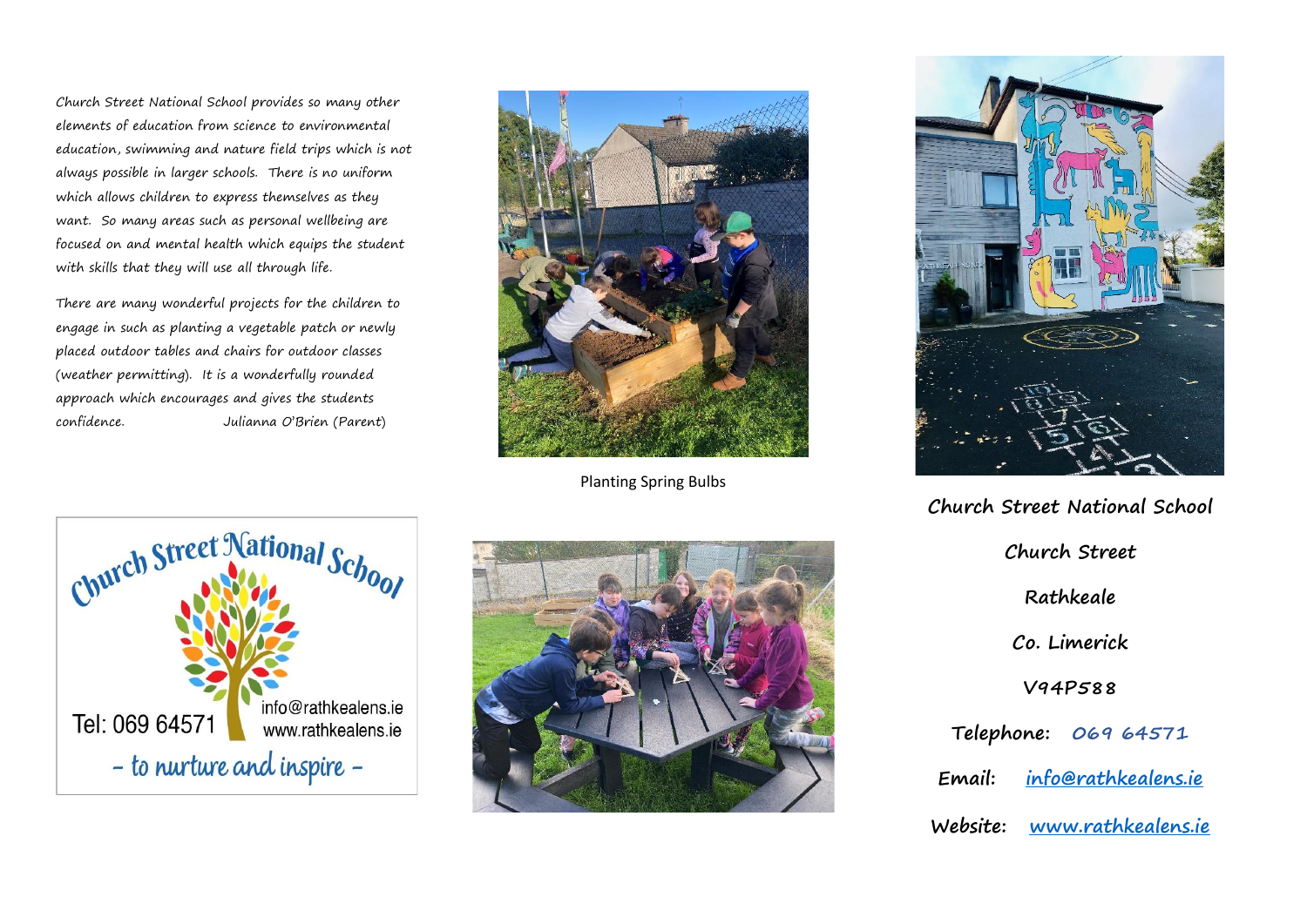Church Street National School provides so many other elements of education from science to environmental education, swimming and nature field trips which is not always possible in larger schools. There is no uniform which allows children to express themselves as they want. So many areas such as personal wellbeing are focused on and mental health which equips the student with skills that they will use all through life.

There are many wonderful projects for the children to engage in such as planting a vegetable patch or newly placed outdoor tables and chairs for outdoor classes (weather permitting). It is a wonderfully rounded approach which encourages and gives the students confidence. Julianna O'Brien (Parent)

Church Street National School

Tel: 069 64571

info@rathkealens.ie

www.rathkealens.ie

- to nurture and inspire -

Planting Spring Bulbs

**Church Street National School**

**Church Street**

**Rathkeale**

**Co. Limerick**

**V94P588**

**Telephone:** 069 64571

**Email:** info@rathkealens.ie

**Website:** www.rathkealens.ie